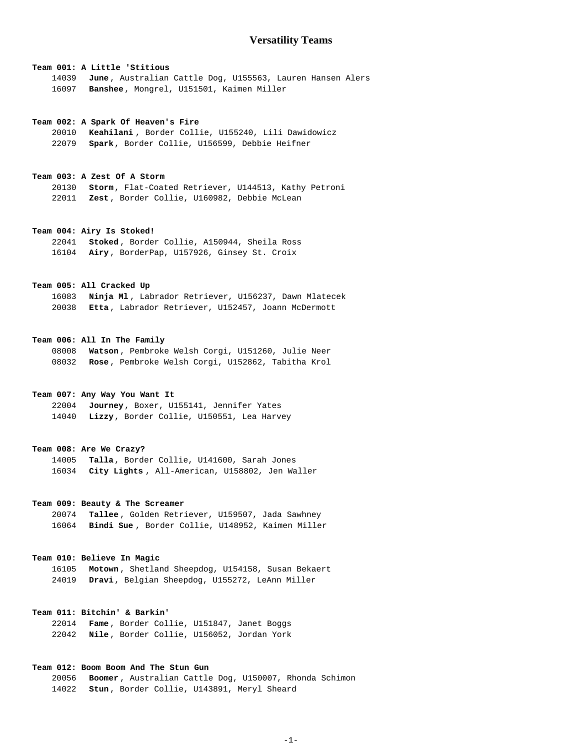# Versatility Teams

**Team 001: A Little 'Stitious**

14039 **June**, Australian Cattle Dog, U155563, Lauren Hansen Alers
16097 **Banshee**, Mongrel, U151501, Kaimen Miller

**Team 002: A Spark Of Heaven's Fire**

20010 **Keahilani**, Border Collie, U155240, Lili Dawidowicz
22079 **Spark**, Border Collie, U156599, Debbie Heifner

**Team 003: A Zest Of A Storm**

20130 **Storm**, Flat-Coated Retriever, U144513, Kathy Petroni
22011 **Zest**, Border Collie, U160982, Debbie McLean

**Team 004: Airy Is Stoked!**

22041 **Stoked**, Border Collie, A150944, Sheila Ross
16104 **Airy**, BorderPap, U157926, Ginsey St. Croix

**Team 005: All Cracked Up**

16083 **Ninja Ml**, Labrador Retriever, U156237, Dawn Mlatecek
20038 **Etta**, Labrador Retriever, U152457, Joann McDermott

**Team 006: All In The Family**

08008 **Watson**, Pembroke Welsh Corgi, U151260, Julie Neer
08032 **Rose**, Pembroke Welsh Corgi, U152862, Tabitha Krol

**Team 007: Any Way You Want It**

22004 **Journey**, Boxer, U155141, Jennifer Yates
14040 **Lizzy**, Border Collie, U150551, Lea Harvey

**Team 008: Are We Crazy?**

14005 **Talla**, Border Collie, U141600, Sarah Jones
16034 **City Lights**, All-American, U158802, Jen Waller

**Team 009: Beauty & The Screamer**

20074 **Tallee**, Golden Retriever, U159507, Jada Sawhney
16064 **Bindi Sue**, Border Collie, U148952, Kaimen Miller

**Team 010: Believe In Magic**

16105 **Motown**, Shetland Sheepdog, U154158, Susan Bekaert
24019 **Dravi**, Belgian Sheepdog, U155272, LeAnn Miller

**Team 011: Bitchin' & Barkin'**

22014 **Fame**, Border Collie, U151847, Janet Boggs
22042 **Nile**, Border Collie, U156052, Jordan York

**Team 012: Boom Boom And The Stun Gun**

20056 **Boomer**, Australian Cattle Dog, U150007, Rhonda Schimon
14022 **Stun**, Border Collie, U143891, Meryl Sheard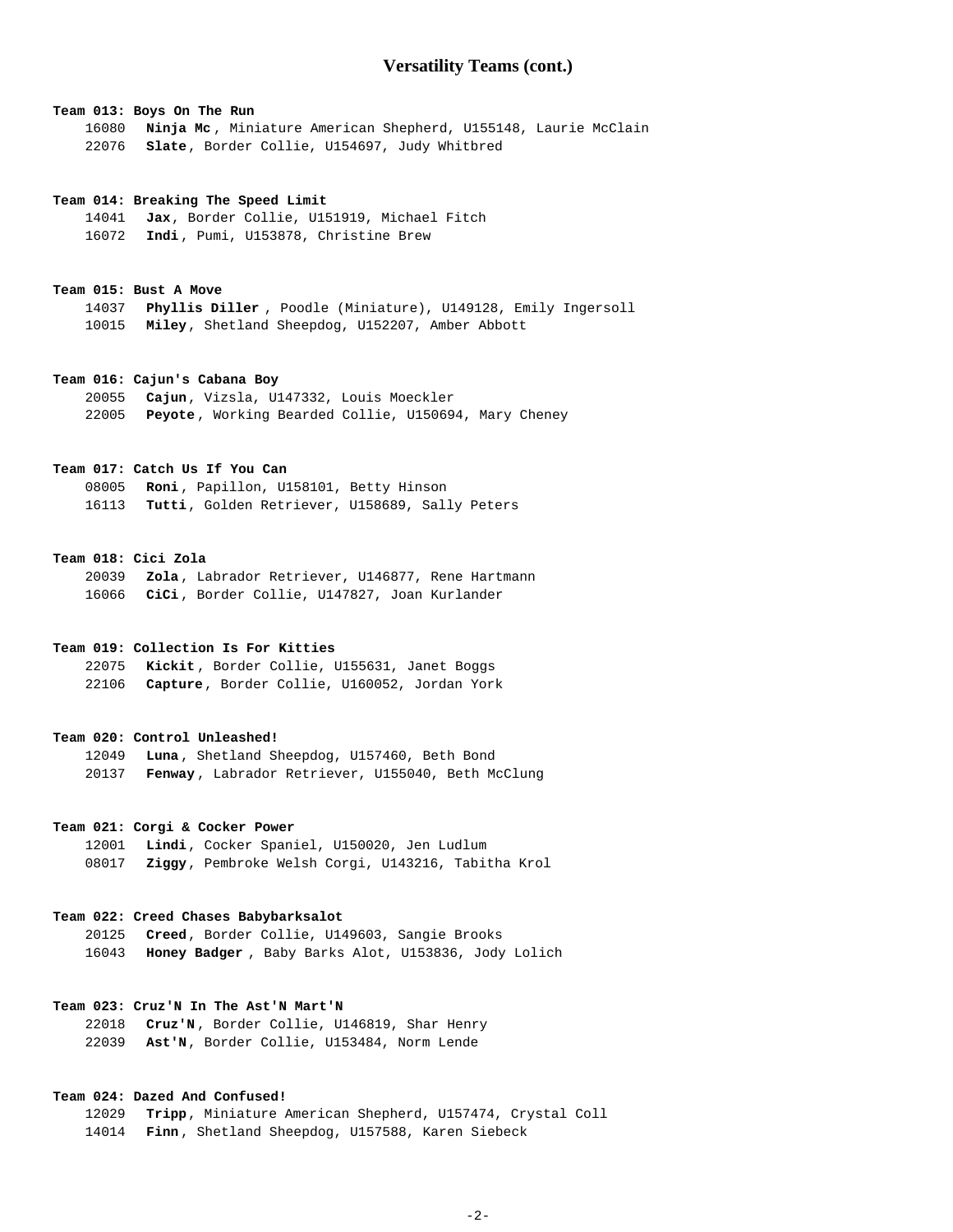## Versatility Teams (cont.)

**Team 013: Boys On The Run**
16080 **Ninja Mc**, Miniature American Shepherd, U155148, Laurie McClain
22076 **Slate**, Border Collie, U154697, Judy Whitbred

**Team 014: Breaking The Speed Limit**
14041 **Jax**, Border Collie, U151919, Michael Fitch
16072 **Indi**, Pumi, U153878, Christine Brew

**Team 015: Bust A Move**
14037 **Phyllis Diller**, Poodle (Miniature), U149128, Emily Ingersoll
10015 **Miley**, Shetland Sheepdog, U152207, Amber Abbott

**Team 016: Cajun's Cabana Boy**
20055 **Cajun**, Vizsla, U147332, Louis Moeckler
22005 **Peyote**, Working Bearded Collie, U150694, Mary Cheney

**Team 017: Catch Us If You Can**
08005 **Roni**, Papillon, U158101, Betty Hinson
16113 **Tutti**, Golden Retriever, U158689, Sally Peters

**Team 018: Cici Zola**
20039 **Zola**, Labrador Retriever, U146877, Rene Hartmann
16066 **CiCi**, Border Collie, U147827, Joan Kurlander

**Team 019: Collection Is For Kitties**
22075 **Kickit**, Border Collie, U155631, Janet Boggs
22106 **Capture**, Border Collie, U160052, Jordan York

**Team 020: Control Unleashed!**
12049 **Luna**, Shetland Sheepdog, U157460, Beth Bond
20137 **Fenway**, Labrador Retriever, U155040, Beth McClung

**Team 021: Corgi & Cocker Power**
12001 **Lindi**, Cocker Spaniel, U150020, Jen Ludlum
08017 **Ziggy**, Pembroke Welsh Corgi, U143216, Tabitha Krol

**Team 022: Creed Chases Babybarksalot**
20125 **Creed**, Border Collie, U149603, Sangie Brooks
16043 **Honey Badger**, Baby Barks Alot, U153836, Jody Lolich

**Team 023: Cruz'N In The Ast'N Mart'N**
22018 **Cruz'N**, Border Collie, U146819, Shar Henry
22039 **Ast'N**, Border Collie, U153484, Norm Lende

**Team 024: Dazed And Confused!**
12029 **Tripp**, Miniature American Shepherd, U157474, Crystal Coll
14014 **Finn**, Shetland Sheepdog, U157588, Karen Siebeck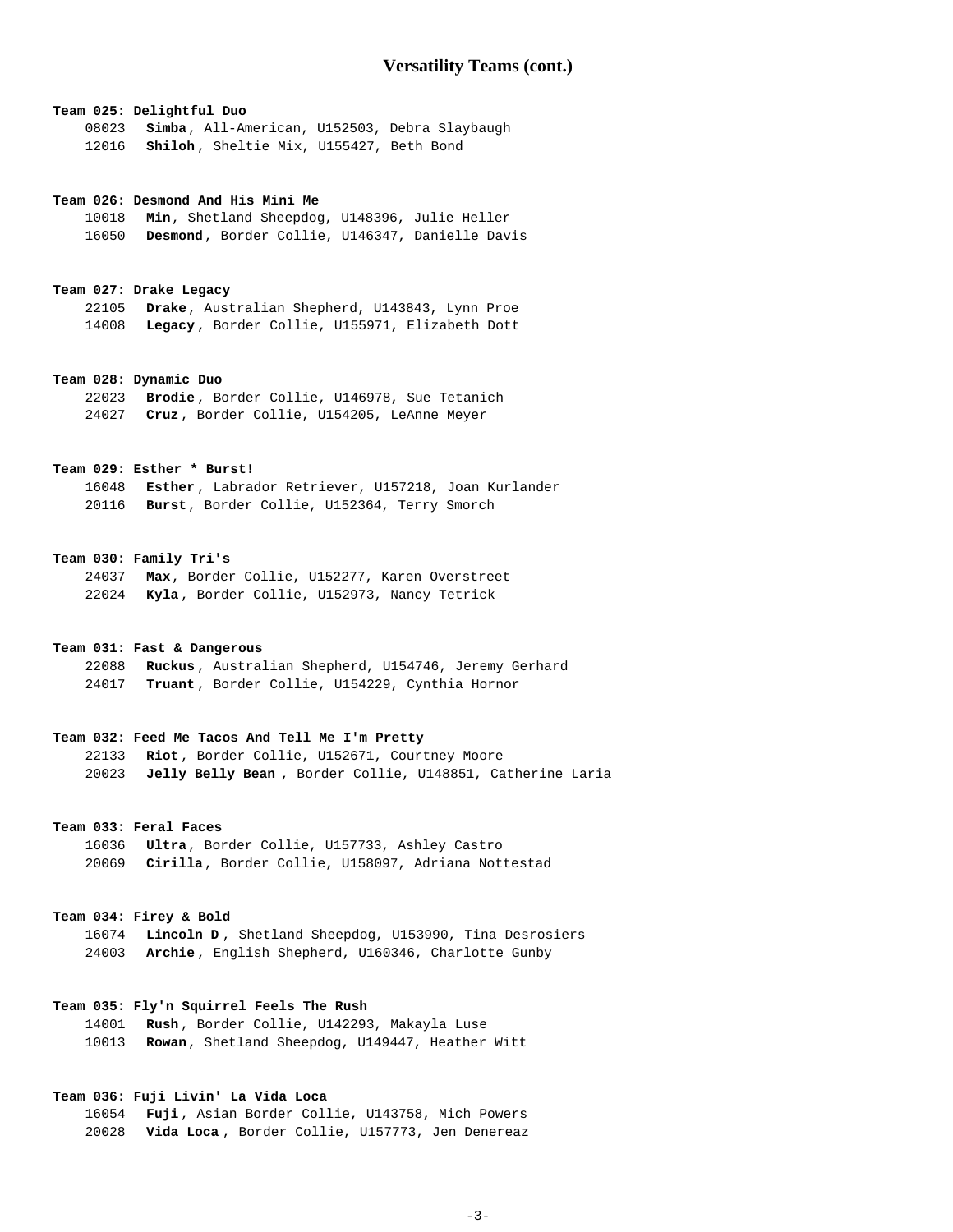## Versatility Teams (cont.)

**Team 025: Delightful Duo**

08023 **Simba**, All-American, U152503, Debra Slaybaugh
12016 **Shiloh**, Sheltie Mix, U155427, Beth Bond

**Team 026: Desmond And His Mini Me**

10018 **Min**, Shetland Sheepdog, U148396, Julie Heller
16050 **Desmond**, Border Collie, U146347, Danielle Davis

**Team 027: Drake Legacy**

22105 **Drake**, Australian Shepherd, U143843, Lynn Proe
14008 **Legacy**, Border Collie, U155971, Elizabeth Dott

**Team 028: Dynamic Duo**

22023 **Brodie**, Border Collie, U146978, Sue Tetanich
24027 **Cruz**, Border Collie, U154205, LeAnne Meyer

**Team 029: Esther * Burst!**

16048 **Esther**, Labrador Retriever, U157218, Joan Kurlander
20116 **Burst**, Border Collie, U152364, Terry Smorch

**Team 030: Family Tri's**

24037 **Max**, Border Collie, U152277, Karen Overstreet
22024 **Kyla**, Border Collie, U152973, Nancy Tetrick

**Team 031: Fast & Dangerous**

22088 **Ruckus**, Australian Shepherd, U154746, Jeremy Gerhard
24017 **Truant**, Border Collie, U154229, Cynthia Hornor

**Team 032: Feed Me Tacos And Tell Me I'm Pretty**

22133 **Riot**, Border Collie, U152671, Courtney Moore
20023 **Jelly Belly Bean**, Border Collie, U148851, Catherine Laria

**Team 033: Feral Faces**

16036 **Ultra**, Border Collie, U157733, Ashley Castro
20069 **Cirilla**, Border Collie, U158097, Adriana Nottestad

**Team 034: Firey & Bold**

16074 **Lincoln D**, Shetland Sheepdog, U153990, Tina Desrosiers
24003 **Archie**, English Shepherd, U160346, Charlotte Gunby

**Team 035: Fly'n Squirrel Feels The Rush**

14001 **Rush**, Border Collie, U142293, Makayla Luse
10013 **Rowan**, Shetland Sheepdog, U149447, Heather Witt

**Team 036: Fuji Livin' La Vida Loca**

16054 **Fuji**, Asian Border Collie, U143758, Mich Powers
20028 **Vida Loca**, Border Collie, U157773, Jen Denereaz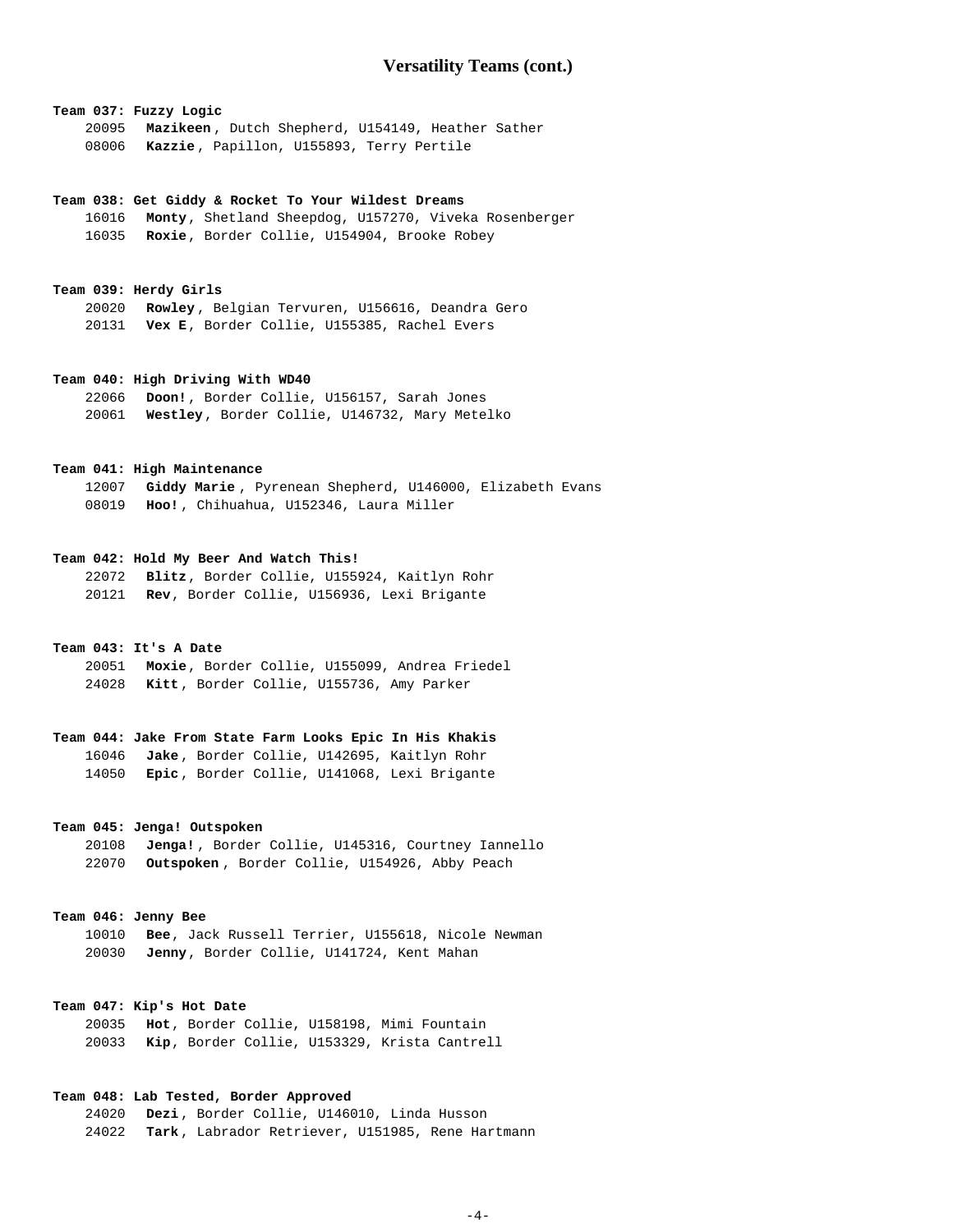## Versatility Teams (cont.)

**Team 037: Fuzzy Logic**

20095 **Mazikeen**, Dutch Shepherd, U154149, Heather Sather
08006 **Kazzie**, Papillon, U155893, Terry Pertile

**Team 038: Get Giddy & Rocket To Your Wildest Dreams**

16016 **Monty**, Shetland Sheepdog, U157270, Viveka Rosenberger
16035 **Roxie**, Border Collie, U154904, Brooke Robey

**Team 039: Herdy Girls**

20020 **Rowley**, Belgian Tervuren, U156616, Deandra Gero
20131 **Vex E**, Border Collie, U155385, Rachel Evers

**Team 040: High Driving With WD40**

22066 **Doon!**, Border Collie, U156157, Sarah Jones
20061 **Westley**, Border Collie, U146732, Mary Metelko

**Team 041: High Maintenance**

12007 **Giddy Marie**, Pyrenean Shepherd, U146000, Elizabeth Evans
08019 **Hoo!**, Chihuahua, U152346, Laura Miller

**Team 042: Hold My Beer And Watch This!**

22072 **Blitz**, Border Collie, U155924, Kaitlyn Rohr
20121 **Rev**, Border Collie, U156936, Lexi Brigante

**Team 043: It's A Date**

20051 **Moxie**, Border Collie, U155099, Andrea Friedel
24028 **Kitt**, Border Collie, U155736, Amy Parker

**Team 044: Jake From State Farm Looks Epic In His Khakis**

16046 **Jake**, Border Collie, U142695, Kaitlyn Rohr
14050 **Epic**, Border Collie, U141068, Lexi Brigante

**Team 045: Jenga! Outspoken**

20108 **Jenga!**, Border Collie, U145316, Courtney Iannello
22070 **Outspoken**, Border Collie, U154926, Abby Peach

**Team 046: Jenny Bee**

10010 **Bee**, Jack Russell Terrier, U155618, Nicole Newman
20030 **Jenny**, Border Collie, U141724, Kent Mahan

**Team 047: Kip's Hot Date**

20035 **Hot**, Border Collie, U158198, Mimi Fountain
20033 **Kip**, Border Collie, U153329, Krista Cantrell

**Team 048: Lab Tested, Border Approved**

24020 **Dezi**, Border Collie, U146010, Linda Husson
24022 **Tark**, Labrador Retriever, U151985, Rene Hartmann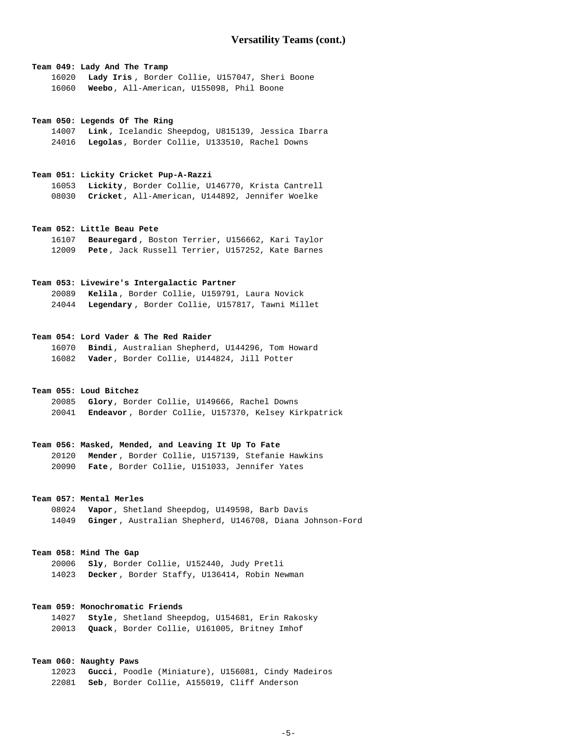## Versatility Teams (cont.)

**Team 049: Lady And The Tramp**
16020 **Lady Iris**, Border Collie, U157047, Sheri Boone
16060 **Weebo**, All-American, U155098, Phil Boone

**Team 050: Legends Of The Ring**
14007 **Link**, Icelandic Sheepdog, U815139, Jessica Ibarra
24016 **Legolas**, Border Collie, U133510, Rachel Downs

**Team 051: Lickity Cricket Pup-A-Razzi**
16053 **Lickity**, Border Collie, U146770, Krista Cantrell
08030 **Cricket**, All-American, U144892, Jennifer Woelke

**Team 052: Little Beau Pete**
16107 **Beauregard**, Boston Terrier, U156662, Kari Taylor
12009 **Pete**, Jack Russell Terrier, U157252, Kate Barnes

**Team 053: Livewire's Intergalactic Partner**
20089 **Kelila**, Border Collie, U159791, Laura Novick
24044 **Legendary**, Border Collie, U157817, Tawni Millet

**Team 054: Lord Vader & The Red Raider**
16070 **Bindi**, Australian Shepherd, U144296, Tom Howard
16082 **Vader**, Border Collie, U144824, Jill Potter

**Team 055: Loud Bitchez**
20085 **Glory**, Border Collie, U149666, Rachel Downs
20041 **Endeavor**, Border Collie, U157370, Kelsey Kirkpatrick

**Team 056: Masked, Mended, and Leaving It Up To Fate**
20120 **Mender**, Border Collie, U157139, Stefanie Hawkins
20090 **Fate**, Border Collie, U151033, Jennifer Yates

**Team 057: Mental Merles**
08024 **Vapor**, Shetland Sheepdog, U149598, Barb Davis
14049 **Ginger**, Australian Shepherd, U146708, Diana Johnson-Ford

**Team 058: Mind The Gap**
20006 **Sly**, Border Collie, U152440, Judy Pretli
14023 **Decker**, Border Staffy, U136414, Robin Newman

**Team 059: Monochromatic Friends**
14027 **Style**, Shetland Sheepdog, U154681, Erin Rakosky
20013 **Quack**, Border Collie, U161005, Britney Imhof

**Team 060: Naughty Paws**
12023 **Gucci**, Poodle (Miniature), U156081, Cindy Madeiros
22081 **Seb**, Border Collie, A155019, Cliff Anderson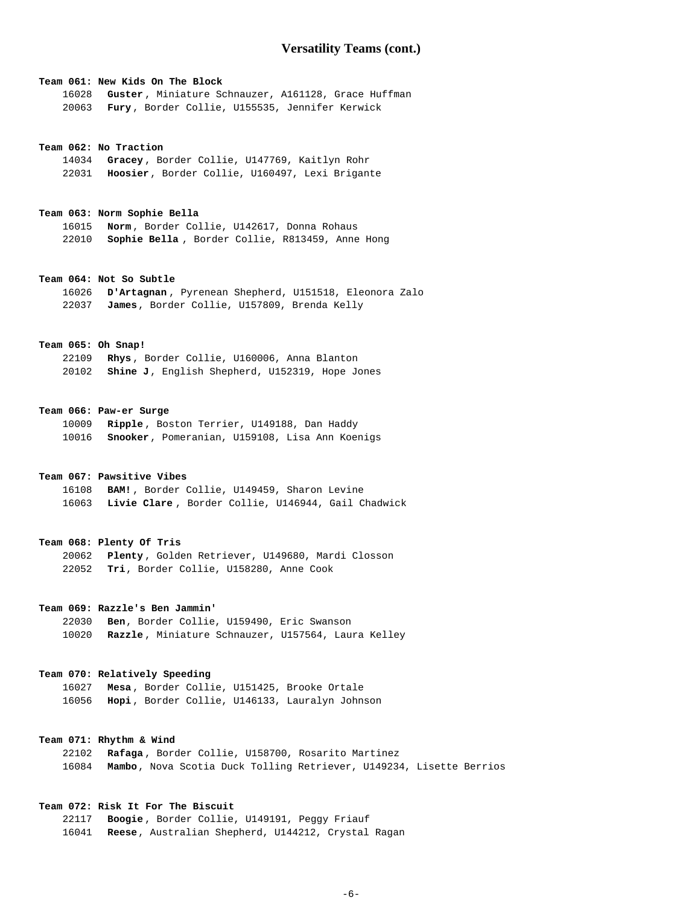## Versatility Teams (cont.)

**Team 061: New Kids On The Block**

16028 **Guster**, Miniature Schnauzer, A161128, Grace Huffman
20063 **Fury**, Border Collie, U155535, Jennifer Kerwick

**Team 062: No Traction**

14034 **Gracey**, Border Collie, U147769, Kaitlyn Rohr
22031 **Hoosier**, Border Collie, U160497, Lexi Brigante

**Team 063: Norm Sophie Bella**

16015 **Norm**, Border Collie, U142617, Donna Rohaus
22010 **Sophie Bella**, Border Collie, R813459, Anne Hong

**Team 064: Not So Subtle**

16026 **D'Artagnan**, Pyrenean Shepherd, U151518, Eleonora Zalo
22037 **James**, Border Collie, U157809, Brenda Kelly

**Team 065: Oh Snap!**

22109 **Rhys**, Border Collie, U160006, Anna Blanton
20102 **Shine J**, English Shepherd, U152319, Hope Jones

**Team 066: Paw-er Surge**

10009 **Ripple**, Boston Terrier, U149188, Dan Haddy
10016 **Snooker**, Pomeranian, U159108, Lisa Ann Koenigs

**Team 067: Pawsitive Vibes**

16108 **BAM!**, Border Collie, U149459, Sharon Levine
16063 **Livie Clare**, Border Collie, U146944, Gail Chadwick

**Team 068: Plenty Of Tris**

20062 **Plenty**, Golden Retriever, U149680, Mardi Closson
22052 **Tri**, Border Collie, U158280, Anne Cook

**Team 069: Razzle's Ben Jammin'**

22030 **Ben**, Border Collie, U159490, Eric Swanson
10020 **Razzle**, Miniature Schnauzer, U157564, Laura Kelley

**Team 070: Relatively Speeding**

16027 **Mesa**, Border Collie, U151425, Brooke Ortale
16056 **Hopi**, Border Collie, U146133, Lauralyn Johnson

**Team 071: Rhythm & Wind**

22102 **Rafaga**, Border Collie, U158700, Rosarito Martinez
16084 **Mambo**, Nova Scotia Duck Tolling Retriever, U149234, Lisette Berrios

**Team 072: Risk It For The Biscuit**

22117 **Boogie**, Border Collie, U149191, Peggy Friauf
16041 **Reese**, Australian Shepherd, U144212, Crystal Ragan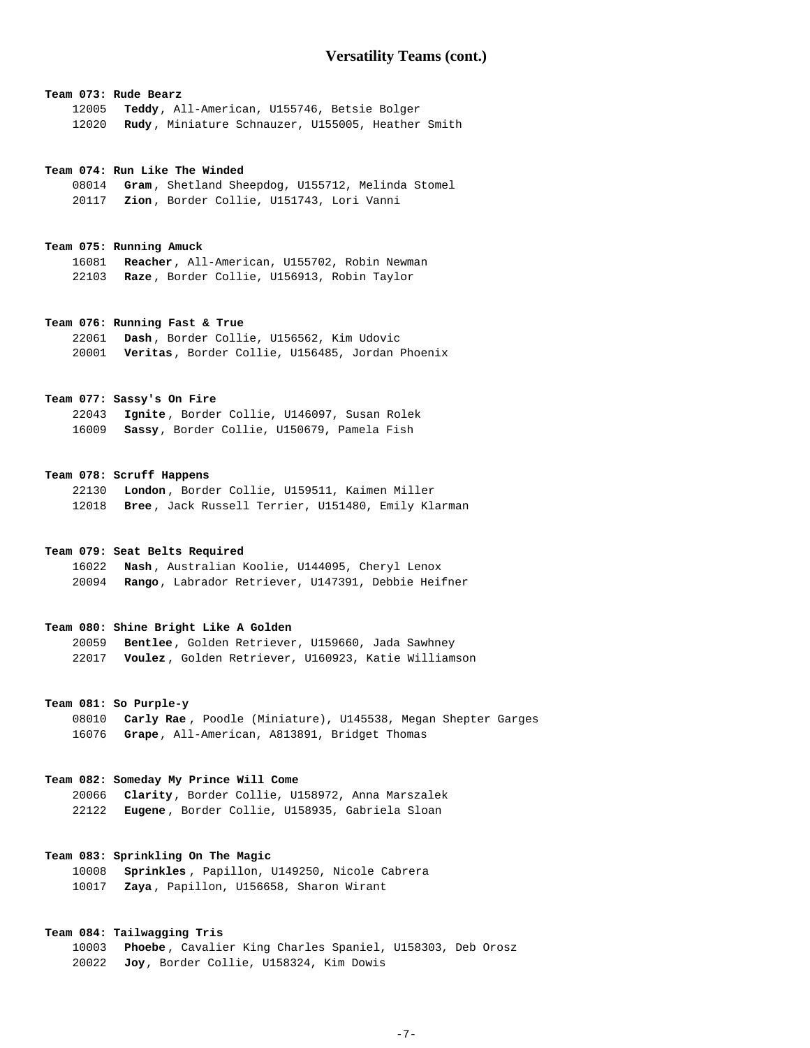## Versatility Teams (cont.)

**Team 073: Rude Bearz**

12005 **Teddy**, All-American, U155746, Betsie Bolger
12020 **Rudy**, Miniature Schnauzer, U155005, Heather Smith

**Team 074: Run Like The Winded**

08014 **Gram**, Shetland Sheepdog, U155712, Melinda Stomel
20117 **Zion**, Border Collie, U151743, Lori Vanni

**Team 075: Running Amuck**

16081 **Reacher**, All-American, U155702, Robin Newman
22103 **Raze**, Border Collie, U156913, Robin Taylor

**Team 076: Running Fast & True**

22061 **Dash**, Border Collie, U156562, Kim Udovic
20001 **Veritas**, Border Collie, U156485, Jordan Phoenix

**Team 077: Sassy's On Fire**

22043 **Ignite**, Border Collie, U146097, Susan Rolek
16009 **Sassy**, Border Collie, U150679, Pamela Fish

**Team 078: Scruff Happens**

22130 **London**, Border Collie, U159511, Kaimen Miller
12018 **Bree**, Jack Russell Terrier, U151480, Emily Klarman

**Team 079: Seat Belts Required**

16022 **Nash**, Australian Koolie, U144095, Cheryl Lenox
20094 **Rango**, Labrador Retriever, U147391, Debbie Heifner

**Team 080: Shine Bright Like A Golden**

20059 **Bentlee**, Golden Retriever, U159660, Jada Sawhney
22017 **Voulez**, Golden Retriever, U160923, Katie Williamson

**Team 081: So Purple-y**

08010 **Carly Rae**, Poodle (Miniature), U145538, Megan Shepter Garges
16076 **Grape**, All-American, A813891, Bridget Thomas

**Team 082: Someday My Prince Will Come**

20066 **Clarity**, Border Collie, U158972, Anna Marszalek
22122 **Eugene**, Border Collie, U158935, Gabriela Sloan

**Team 083: Sprinkling On The Magic**

10008 **Sprinkles**, Papillon, U149250, Nicole Cabrera
10017 **Zaya**, Papillon, U156658, Sharon Wirant

**Team 084: Tailwagging Tris**

10003 **Phoebe**, Cavalier King Charles Spaniel, U158303, Deb Orosz
20022 **Joy**, Border Collie, U158324, Kim Dowis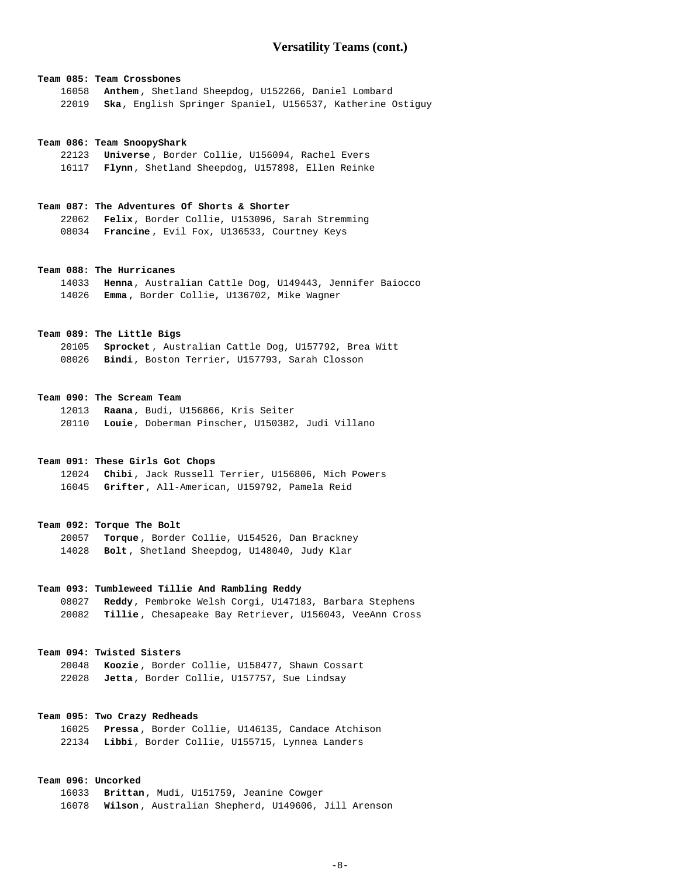# Versatility Teams (cont.)

**Team 085: Team Crossbones**

16058 **Anthem**, Shetland Sheepdog, U152266, Daniel Lombard
22019 **Ska**, English Springer Spaniel, U156537, Katherine Ostiguy

**Team 086: Team SnoopyShark**

22123 **Universe**, Border Collie, U156094, Rachel Evers
16117 **Flynn**, Shetland Sheepdog, U157898, Ellen Reinke

**Team 087: The Adventures Of Shorts & Shorter**

22062 **Felix**, Border Collie, U153096, Sarah Stremming
08034 **Francine**, Evil Fox, U136533, Courtney Keys

**Team 088: The Hurricanes**

14033 **Henna**, Australian Cattle Dog, U149443, Jennifer Baiocco
14026 **Emma**, Border Collie, U136702, Mike Wagner

**Team 089: The Little Bigs**

20105 **Sprocket**, Australian Cattle Dog, U157792, Brea Witt
08026 **Bindi**, Boston Terrier, U157793, Sarah Closson

**Team 090: The Scream Team**

12013 **Raana**, Budi, U156866, Kris Seiter
20110 **Louie**, Doberman Pinscher, U150382, Judi Villano

**Team 091: These Girls Got Chops**

12024 **Chibi**, Jack Russell Terrier, U156806, Mich Powers
16045 **Grifter**, All-American, U159792, Pamela Reid

**Team 092: Torque The Bolt**

20057 **Torque**, Border Collie, U154526, Dan Brackney
14028 **Bolt**, Shetland Sheepdog, U148040, Judy Klar

**Team 093: Tumbleweed Tillie And Rambling Reddy**

08027 **Reddy**, Pembroke Welsh Corgi, U147183, Barbara Stephens
20082 **Tillie**, Chesapeake Bay Retriever, U156043, VeeAnn Cross

**Team 094: Twisted Sisters**

20048 **Koozie**, Border Collie, U158477, Shawn Cossart
22028 **Jetta**, Border Collie, U157757, Sue Lindsay

**Team 095: Two Crazy Redheads**

16025 **Pressa**, Border Collie, U146135, Candace Atchison
22134 **Libbi**, Border Collie, U155715, Lynnea Landers

**Team 096: Uncorked**

16033 **Brittan**, Mudi, U151759, Jeanine Cowger
16078 **Wilson**, Australian Shepherd, U149606, Jill Arenson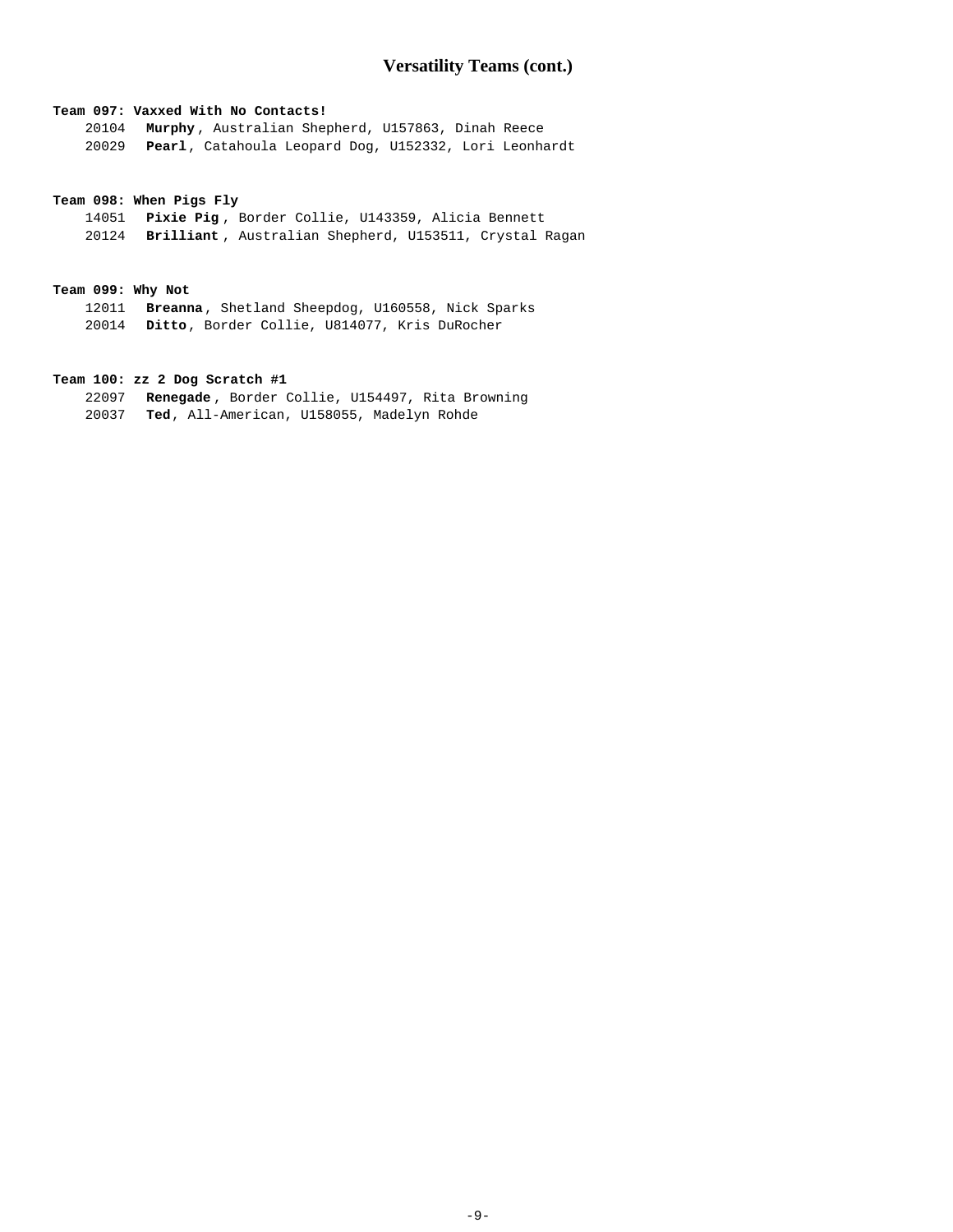# Versatility Teams (cont.)

**Team 097: Vaxxed With No Contacts!**

20104 **Murphy**, Australian Shepherd, U157863, Dinah Reece
20029 **Pearl**, Catahoula Leopard Dog, U152332, Lori Leonhardt

**Team 098: When Pigs Fly**

14051 **Pixie Pig** , Border Collie, U143359, Alicia Bennett
20124 **Brilliant** , Australian Shepherd, U153511, Crystal Ragan

**Team 099: Why Not**

12011 **Breanna**, Shetland Sheepdog, U160558, Nick Sparks
20014 **Ditto**, Border Collie, U814077, Kris DuRocher

**Team 100: zz 2 Dog Scratch #1**

22097 **Renegade** , Border Collie, U154497, Rita Browning
20037 **Ted**, All-American, U158055, Madelyn Rohde